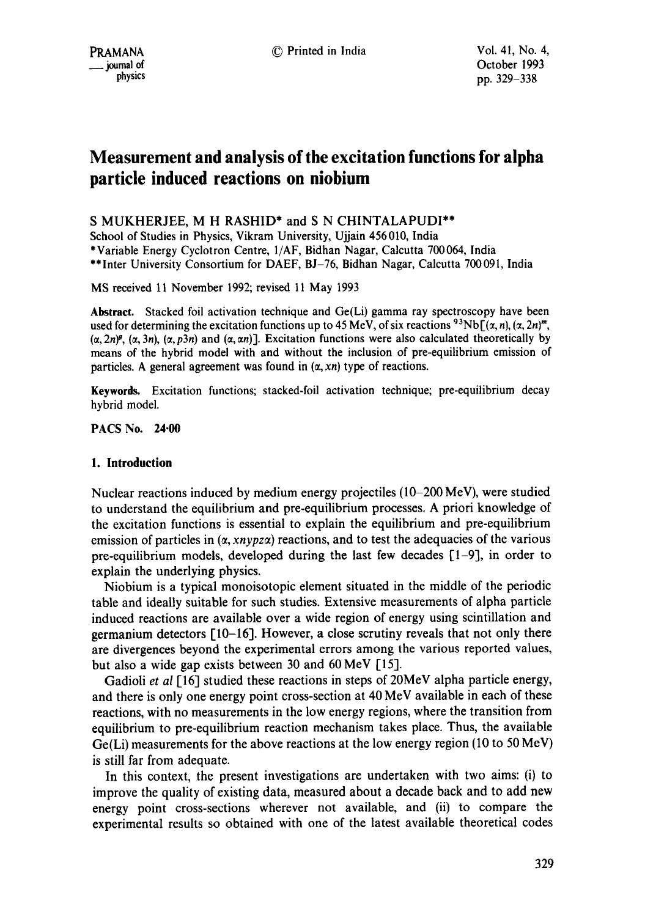# Measurement and analysis of the excitation functions for alpha particle induced reactions on niobium

S MUKHERJEE, M H RASHID* and S N CHINTALAPUDI**

School of Studies in Physics, Vikram University, Ujjain 456010, India

*Variable Energy Cyclotron Centre, 1/AF, Bidhan Nagar, Calcutta 700064, India

**Inter University Consortium for DAEF, BJ–76, Bidhan Nagar, Calcutta 700091, India

MS received 11 November 1992; revised 11 May 1993

**Abstract.** Stacked foil activation technique and Ge(Li) gamma ray spectroscopy have been used for determining the excitation functions up to 45 MeV, of six reactions $^{93}$Nb[$(\alpha, n)$, $(\alpha, 2n)^m$, $(\alpha, 2n)^g$, $(\alpha, 3n)$, $(\alpha, p3n)$ and $(\alpha, \alpha n)$]. Excitation functions were also calculated theoretically by means of the hybrid model with and without the inclusion of pre-equilibrium emission of particles. A general agreement was found in $(\alpha, xn)$ type of reactions.

**Keywords.** Excitation functions; stacked-foil activation technique; pre-equilibrium decay hybrid model.

**PACS No. 24·00**

## 1. Introduction

Nuclear reactions induced by medium energy projectiles (10–200 MeV), were studied to understand the equilibrium and pre-equilibrium processes. A priori knowledge of the excitation functions is essential to explain the equilibrium and pre-equilibrium emission of particles in $(\alpha, xnypz\alpha)$ reactions, and to test the adequacies of the various pre-equilibrium models, developed during the last few decades [1–9], in order to explain the underlying physics.

Niobium is a typical monoisotopic element situated in the middle of the periodic table and ideally suitable for such studies. Extensive measurements of alpha particle induced reactions are available over a wide region of energy using scintillation and germanium detectors [10–16]. However, a close scrutiny reveals that not only there are divergences beyond the experimental errors among the various reported values, but also a wide gap exists between 30 and 60 MeV [15].

Gadioli *et al* [16] studied these reactions in steps of 20MeV alpha particle energy, and there is only one energy point cross-section at 40 MeV available in each of these reactions, with no measurements in the low energy regions, where the transition from equilibrium to pre-equilibrium reaction mechanism takes place. Thus, the available Ge(Li) measurements for the above reactions at the low energy region (10 to 50 MeV) is still far from adequate.

In this context, the present investigations are undertaken with two aims: (i) to improve the quality of existing data, measured about a decade back and to add new energy point cross-sections wherever not available, and (ii) to compare the experimental results so obtained with one of the latest available theoretical codes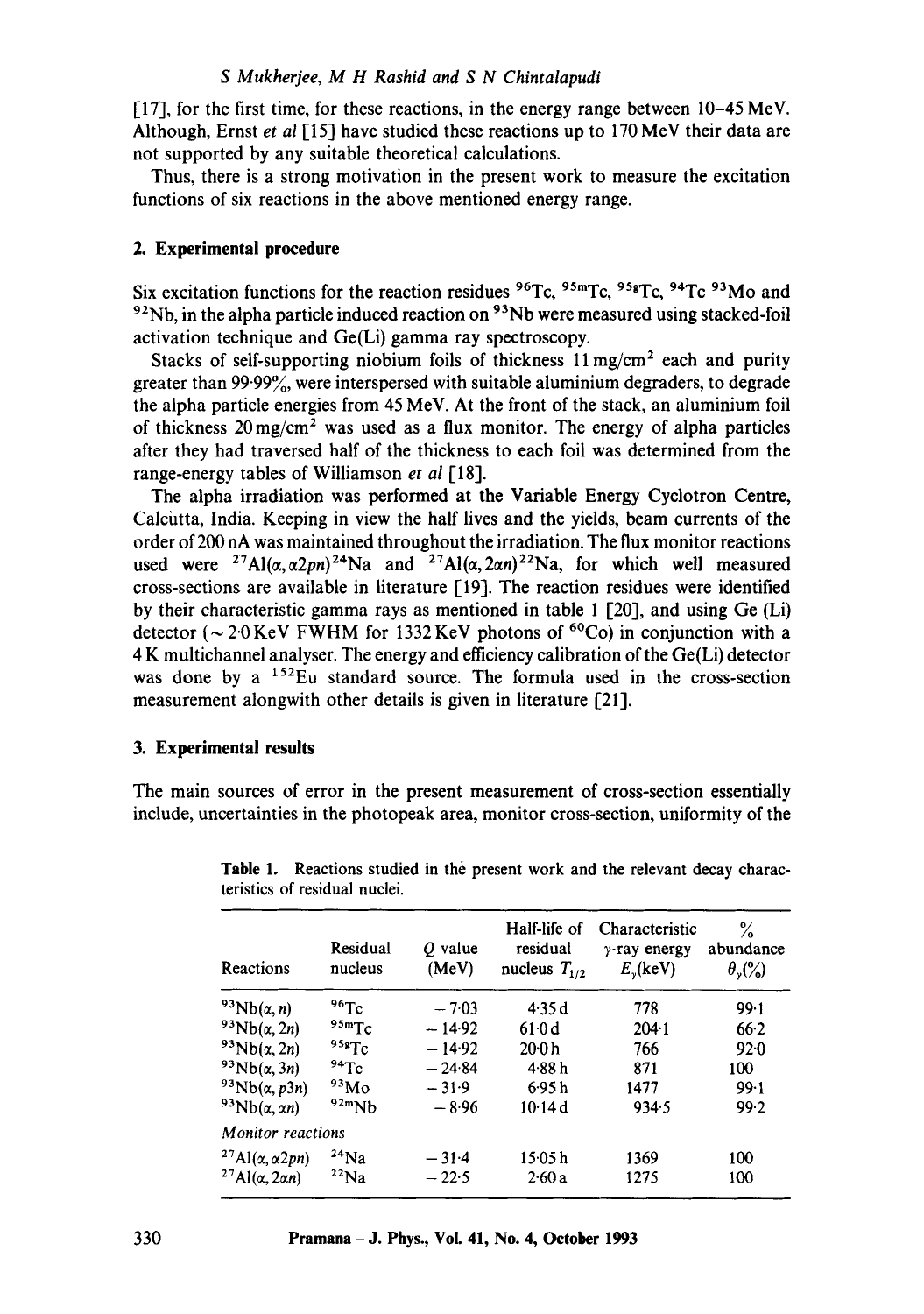[17], for the first time, for these reactions, in the energy range between 10–45 MeV. Although, Ernst *et al* [15] have studied these reactions up to 170 MeV their data are not supported by any suitable theoretical calculations.

Thus, there is a strong motivation in the present work to measure the excitation functions of six reactions in the above mentioned energy range.

## 2. Experimental procedure

Six excitation functions for the reaction residues $^{96}$Tc, $^{95m}$Tc, $^{95g}$Tc, $^{94}$Tc $^{93}$Mo and $^{92}$Nb, in the alpha particle induced reaction on $^{93}$Nb were measured using stacked-foil activation technique and Ge(Li) gamma ray spectroscopy.

Stacks of self-supporting niobium foils of thickness 11 mg/cm$^2$ each and purity greater than 99·99%, were interspersed with suitable aluminium degraders, to degrade the alpha particle energies from 45 MeV. At the front of the stack, an aluminium foil of thickness 20 mg/cm$^2$ was used as a flux monitor. The energy of alpha particles after they had traversed half of the thickness to each foil was determined from the range-energy tables of Williamson *et al* [18].

The alpha irradiation was performed at the Variable Energy Cyclotron Centre, Calcutta, India. Keeping in view the half lives and the yields, beam currents of the order of 200 nA was maintained throughout the irradiation. The flux monitor reactions used were $^{27}$Al($\alpha$, $\alpha$2$pn$)$^{24}$Na and $^{27}$Al($\alpha$, 2$\alpha n$)$^{22}$Na, for which well measured cross-sections are available in literature [19]. The reaction residues were identified by their characteristic gamma rays as mentioned in table 1 [20], and using Ge (Li) detector ($\sim$ 2·0 KeV FWHM for 1332 KeV photons of $^{60}$Co) in conjunction with a 4 K multichannel analyser. The energy and efficiency calibration of the Ge(Li) detector was done by a $^{152}$Eu standard source. The formula used in the cross-section measurement alongwith other details is given in literature [21].

## 3. Experimental results

The main sources of error in the present measurement of cross-section essentially include, uncertainties in the photopeak area, monitor cross-section, uniformity of the

**Table 1.** Reactions studied in the present work and the relevant decay characteristics of residual nuclei.

| Reactions | Residual nucleus | $Q$ value (MeV) | Half-life of residual nucleus $T_{1/2}$ | Characteristic $\gamma$-ray energy $E_\gamma$(keV) | % abundance $\theta_\gamma$(%) |
|---|---|---|---|---|---|
| $^{93}$Nb($\alpha$, $n$) | $^{96}$Tc | −7·03 | 4·35 d | 778 | 99·1 |
| $^{93}$Nb($\alpha$, 2$n$) | $^{95m}$Tc | −14·92 | 61·0 d | 204·1 | 66·2 |
| $^{93}$Nb($\alpha$, 2$n$) | $^{95g}$Tc | −14·92 | 20·0 h | 766 | 92·0 |
| $^{93}$Nb($\alpha$, 3$n$) | $^{94}$Tc | −24·84 | 4·88 h | 871 | 100 |
| $^{93}$Nb($\alpha$, $p$3$n$) | $^{93}$Mo | −31·9 | 6·95 h | 1477 | 99·1 |
| $^{93}$Nb($\alpha$, $\alpha n$) | $^{92m}$Nb | −8·96 | 10·14 d | 934·5 | 99·2 |
| *Monitor reactions* | | | | | |
| $^{27}$Al($\alpha$, $\alpha$2$pn$) | $^{24}$Na | −31·4 | 15·05 h | 1369 | 100 |
| $^{27}$Al($\alpha$, 2$\alpha n$) | $^{22}$Na | −22·5 | 2·60 a | 1275 | 100 |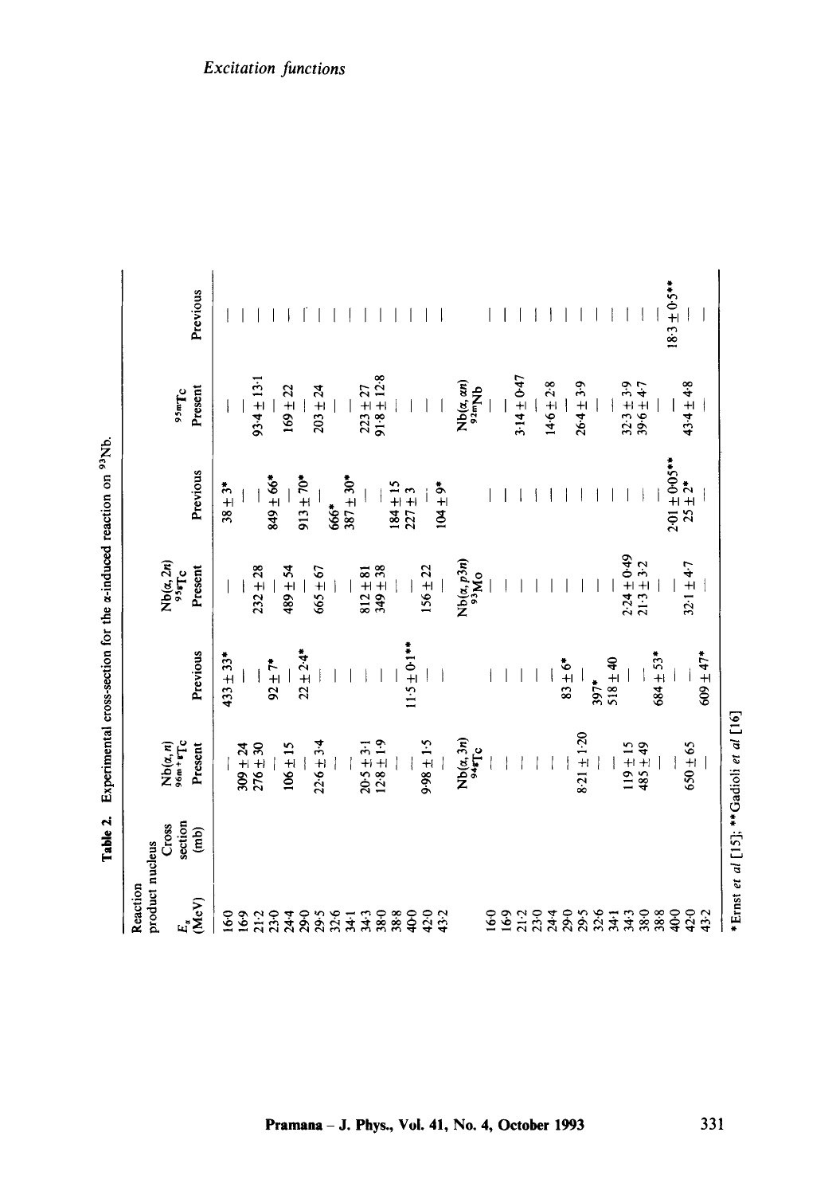**Table 2.** Experimental cross-section for the α-induced reaction on $^{93}$Nb.

| Reaction product nucleus / Cross section (mb) / $E_\alpha$ (MeV) | $Nb(\alpha, n)$ $^{96m+g}Tc$ Present | Previous | $Nb(\alpha, 2n)$ $^{95g}Tc$ Present | Previous | $^{95m}Tc$ Present | Previous |
|---|---|---|---|---|---|---|
| 16·0 | — | 433 ± 33* | — | 38 ± 3* | — | — |
| 16·9 | 309 ± 24 | — | — | — | — | — |
| 21·2 | 276 ± 30 | — | 232 ± 28 | — | 93·4 ± 13·1 | — |
| 23·0 | — | 92 ± 7* | — | 849 ± 66* | — | — |
| 24·4 | 106 ± 15 | — | 489 ± 54 | — | 169 ± 22 | — |
| 29·0 | — | 22 ± 2·4* | — | 913 ± 70* | — | — |
| 29·5 | 22·6 ± 3·4 | — | 665 ± 67 | — | 203 ± 24 | — |
| 32·6 | — | — | — | 666* | — | — |
| 34·1 | — | — | — | 387 ± 30* | — | — |
| 34·3 | 20·5 ± 3·1 | — | 812 ± 81 | — | 223 ± 27 | — |
| 38·0 | 12·8 ± 1·9 | — | 349 ± 38 | — | 91·8 ± 12·8 | — |
| 38·8 | — | — | — | 184 ± 15 | — | — |
| 40·0 | — | 11·5 ± 0·1** | — | 227 ± 3 | — | — |
| 42·0 | 9·98 ± 1·5 | — | 156 ± 22 | — | — | — |
| 43·2 | — | — | — | 104 ± 9* | — | — |
| | $Nb(\alpha, 3n)$ $^{94g}Tc$ | | $Nb(\alpha, p3n)$ $^{93}Mo$ | | $Nb(\alpha, \alpha n)$ $^{92m}Nb$ | |
| 16·0 | — | — | — | — | — | — |
| 16·9 | — | — | — | — | — | — |
| 21·2 | — | — | — | — | 3·14 ± 0·47 | — |
| 23·0 | — | — | — | — | — | — |
| 24·4 | — | — | — | — | 14·6 ± 2·8 | — |
| 29·0 | — | 83 ± 6* | — | — | — | — |
| 29·5 | 8·21 ± 1·20 | — | — | — | 26·4 ± 3·9 | — |
| 32·6 | — | 397* | — | — | — | — |
| 34·1 | — | 518 ± 40 | — | — | — | — |
| 34·3 | 119 ± 15 | — | 2·24 ± 0·49 | — | 32·3 ± 3·9 | — |
| 38·0 | 485 ± 49 | — | 21·3 ± 3·2 | — | 39·6 ± 4·7 | — |
| 38·8 | — | 684 ± 53* | — | — | — | — |
| 40·0 | — | — | — | 2·01 ± 0·05** | — | 18·3 ± 0·5** |
| 42·0 | 650 ± 65 | — | 32·1 ± 4·7 | 25 ± 2* | 43·4 ± 4·8 | — |
| 43·2 | — | 609 ± 47* | — | — | — | — |

*Ernst *et al* [15]; **Gadioli *et al* [16]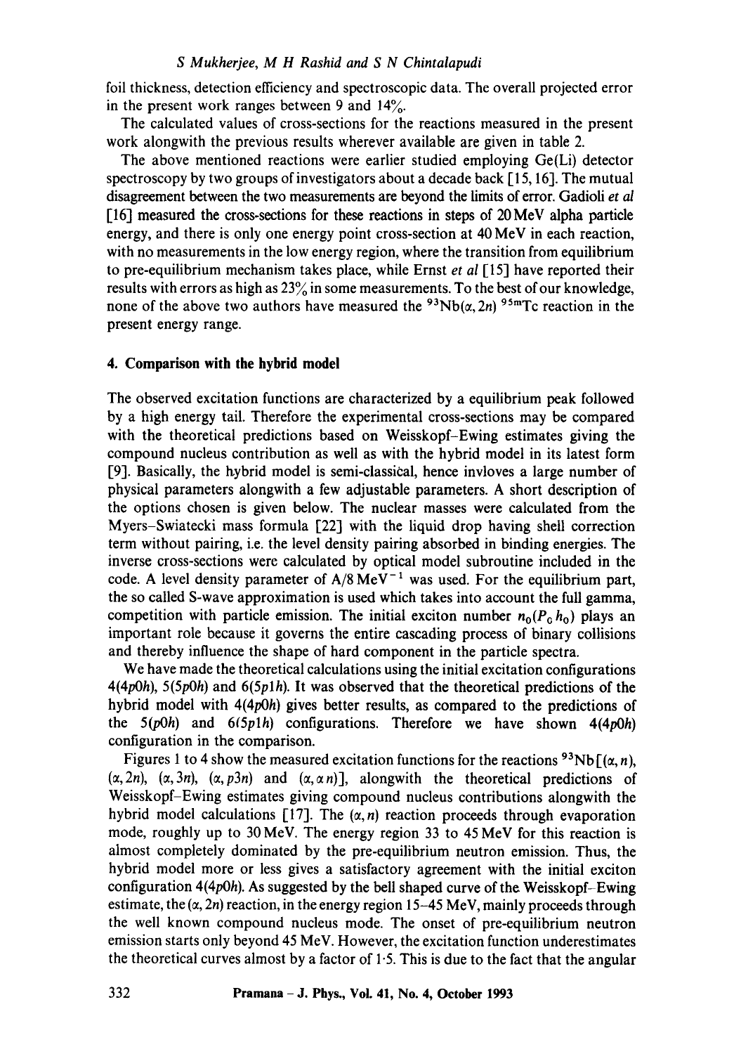foil thickness, detection efficiency and spectroscopic data. The overall projected error in the present work ranges between 9 and 14%.

The calculated values of cross-sections for the reactions measured in the present work alongwith the previous results wherever available are given in table 2.

The above mentioned reactions were earlier studied employing Ge(Li) detector spectroscopy by two groups of investigators about a decade back [15, 16]. The mutual disagreement between the two measurements are beyond the limits of error. Gadioli *et al* [16] measured the cross-sections for these reactions in steps of 20 MeV alpha particle energy, and there is only one energy point cross-section at 40 MeV in each reaction, with no measurements in the low energy region, where the transition from equilibrium to pre-equilibrium mechanism takes place, while Ernst *et al* [15] have reported their results with errors as high as 23% in some measurements. To the best of our knowledge, none of the above two authors have measured the $^{93}$Nb$(\alpha, 2n)$ $^{95m}$Tc reaction in the present energy range.

## 4. Comparison with the hybrid model

The observed excitation functions are characterized by a equilibrium peak followed by a high energy tail. Therefore the experimental cross-sections may be compared with the theoretical predictions based on Weisskopf–Ewing estimates giving the compound nucleus contribution as well as with the hybrid model in its latest form [9]. Basically, the hybrid model is semi-classical, hence invloves a large number of physical parameters alongwith a few adjustable parameters. A short description of the options chosen is given below. The nuclear masses were calculated from the Myers–Swiatecki mass formula [22] with the liquid drop having shell correction term without pairing, i.e. the level density pairing absorbed in binding energies. The inverse cross-sections were calculated by optical model subroutine included in the code. A level density parameter of A/8 MeV$^{-1}$ was used. For the equilibrium part, the so called S-wave approximation is used which takes into account the full gamma, competition with particle emission. The initial exciton number $n_0(P_0 h_0)$ plays an important role because it governs the entire cascading process of binary collisions and thereby influence the shape of hard component in the particle spectra.

We have made the theoretical calculations using the initial excitation configurations 4(4*p*0*h*), 5(5*p*0*h*) and 6(5*p*1*h*). It was observed that the theoretical predictions of the hybrid model with 4(4*p*0*h*) gives better results, as compared to the predictions of the 5(*p*0*h*) and 6(5*p*1*h*) configurations. Therefore we have shown 4(4*p*0*h*) configuration in the comparison.

Figures 1 to 4 show the measured excitation functions for the reactions $^{93}$Nb[$(\alpha, n)$, $(\alpha, 2n)$, $(\alpha, 3n)$, $(\alpha, p3n)$ and $(\alpha, \alpha n)$], alongwith the theoretical predictions of Weisskopf–Ewing estimates giving compound nucleus contributions alongwith the hybrid model calculations [17]. The $(\alpha, n)$ reaction proceeds through evaporation mode, roughly up to 30 MeV. The energy region 33 to 45 MeV for this reaction is almost completely dominated by the pre-equilibrium neutron emission. Thus, the hybrid model more or less gives a satisfactory agreement with the initial exciton configuration 4(4*p*0*h*). As suggested by the bell shaped curve of the Weisskopf–Ewing estimate, the $(\alpha, 2n)$ reaction, in the energy region 15–45 MeV, mainly proceeds through the well known compound nucleus mode. The onset of pre-equilibrium neutron emission starts only beyond 45 MeV. However, the excitation function underestimates the theoretical curves almost by a factor of 1·5. This is due to the fact that the angular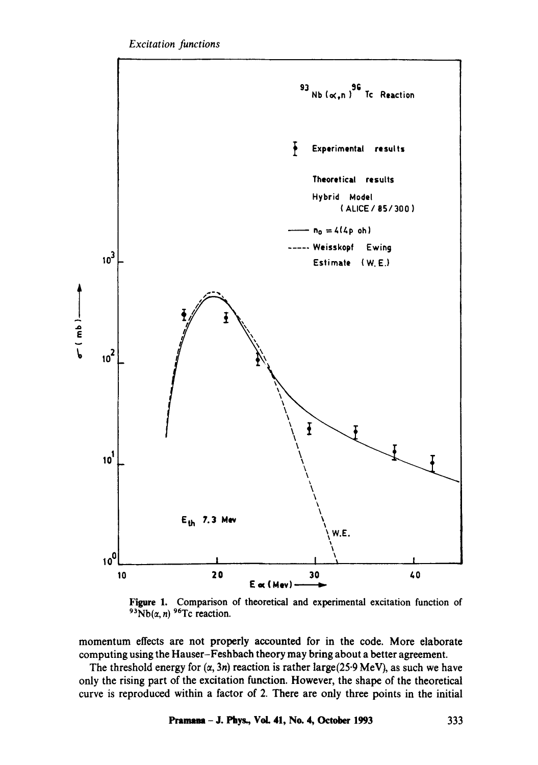Figure 1. Comparison of theoretical and experimental excitation function of $^{93}Nb(\alpha, n)\,^{96}Tc$ reaction.

momentum effects are not properly accounted for in the code. More elaborate computing using the Hauser–Feshbach theory may bring about a better agreement.

The threshold energy for $(\alpha, 3n)$ reaction is rather large(25·9 MeV), as such we have only the rising part of the excitation function. However, the shape of the theoretical curve is reproduced within a factor of 2. There are only three points in the initial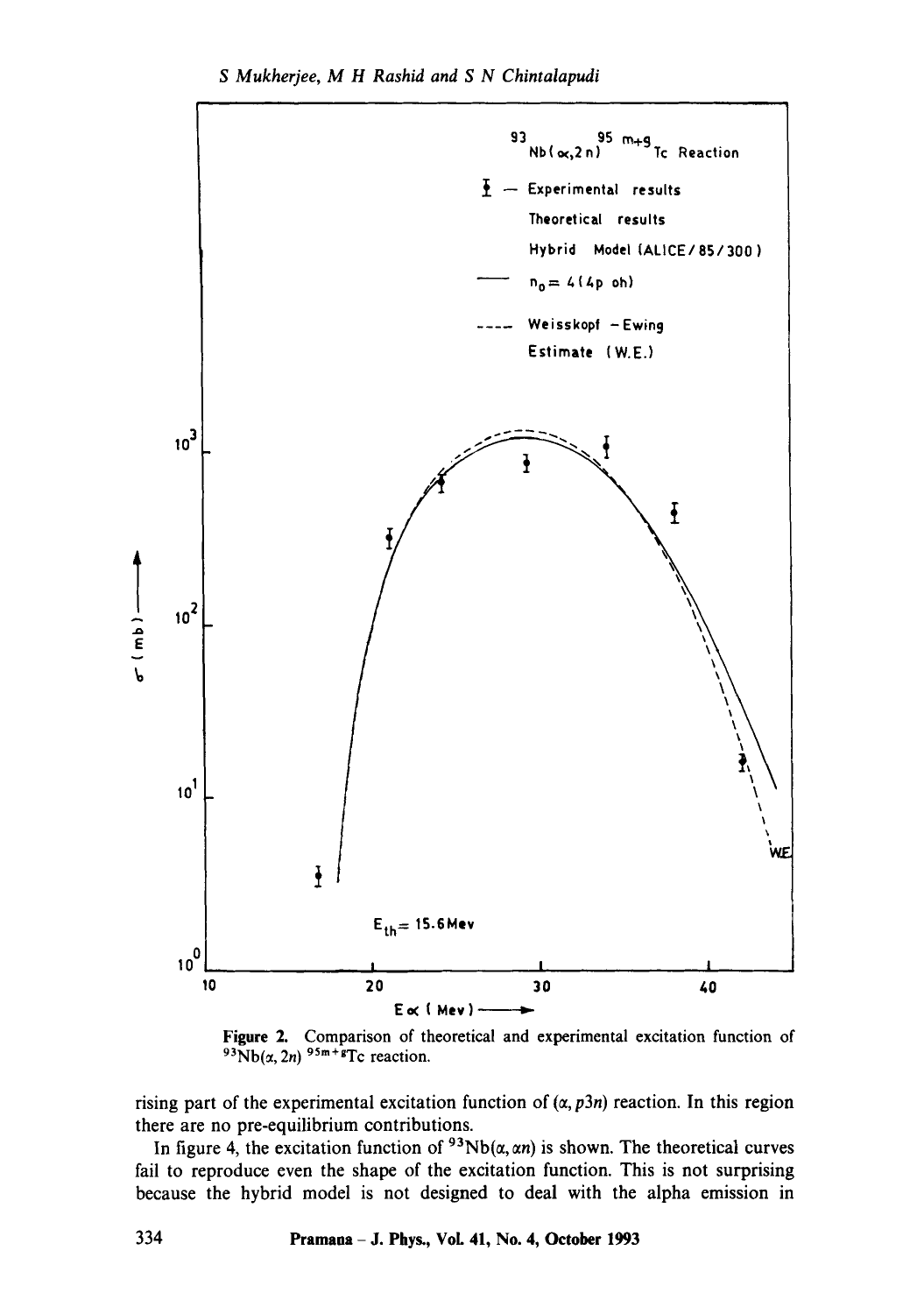Figure 2. Comparison of theoretical and experimental excitation function of $^{93}Nb(\alpha, 2n)\,^{95m+g}Tc$ reaction.

rising part of the experimental excitation function of $(\alpha, p3n)$ reaction. In this region there are no pre-equilibrium contributions.

In figure 4, the excitation function of $^{93}Nb(\alpha, \alpha n)$ is shown. The theoretical curves fail to reproduce even the shape of the excitation function. This is not surprising because the hybrid model is not designed to deal with the alpha emission in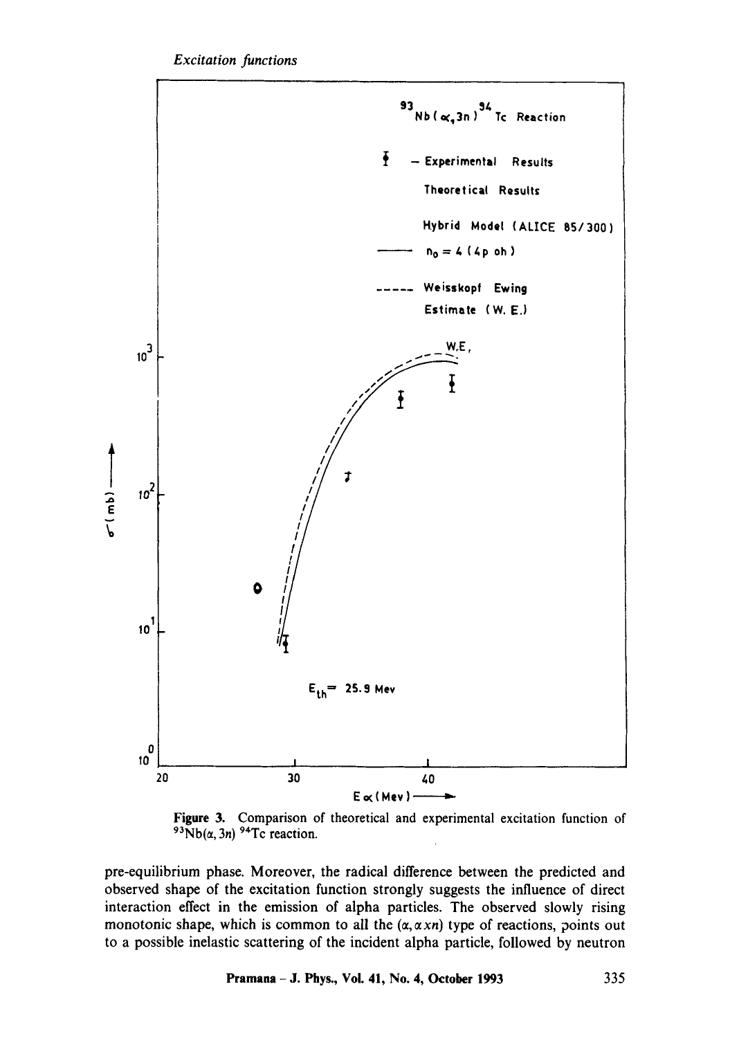**Figure 3.** Comparison of theoretical and experimental excitation function of $^{93}Nb(\alpha, 3n)$ $^{94}Tc$ reaction.

pre-equilibrium phase. Moreover, the radical difference between the predicted and observed shape of the excitation function strongly suggests the influence of direct interaction effect in the emission of alpha particles. The observed slowly rising monotonic shape, which is common to all the $(\alpha, \alpha xn)$ type of reactions, points out to a possible inelastic scattering of the incident alpha particle, followed by neutron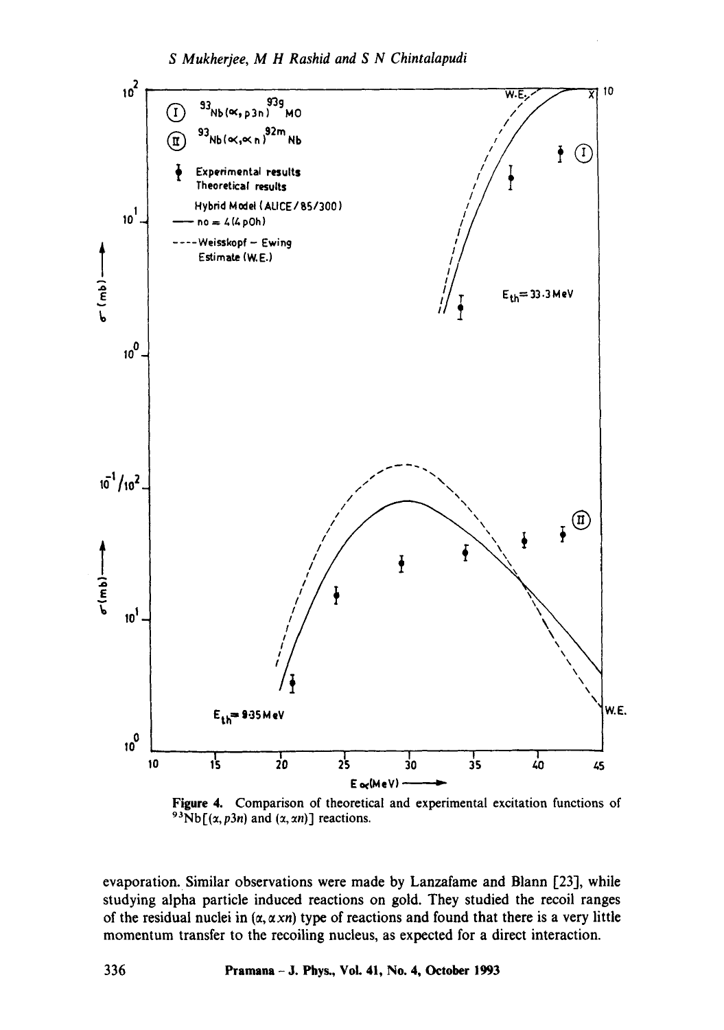Figure 4. Comparison of theoretical and experimental excitation functions of $^{93}$Nb[($\alpha$, $p3n$) and ($\alpha$, $\alpha xn$)] reactions.

evaporation. Similar observations were made by Lanzafame and Blann [23], while studying alpha particle induced reactions on gold. They studied the recoil ranges of the residual nuclei in ($\alpha$, $\alpha xn$) type of reactions and found that there is a very little momentum transfer to the recoiling nucleus, as expected for a direct interaction.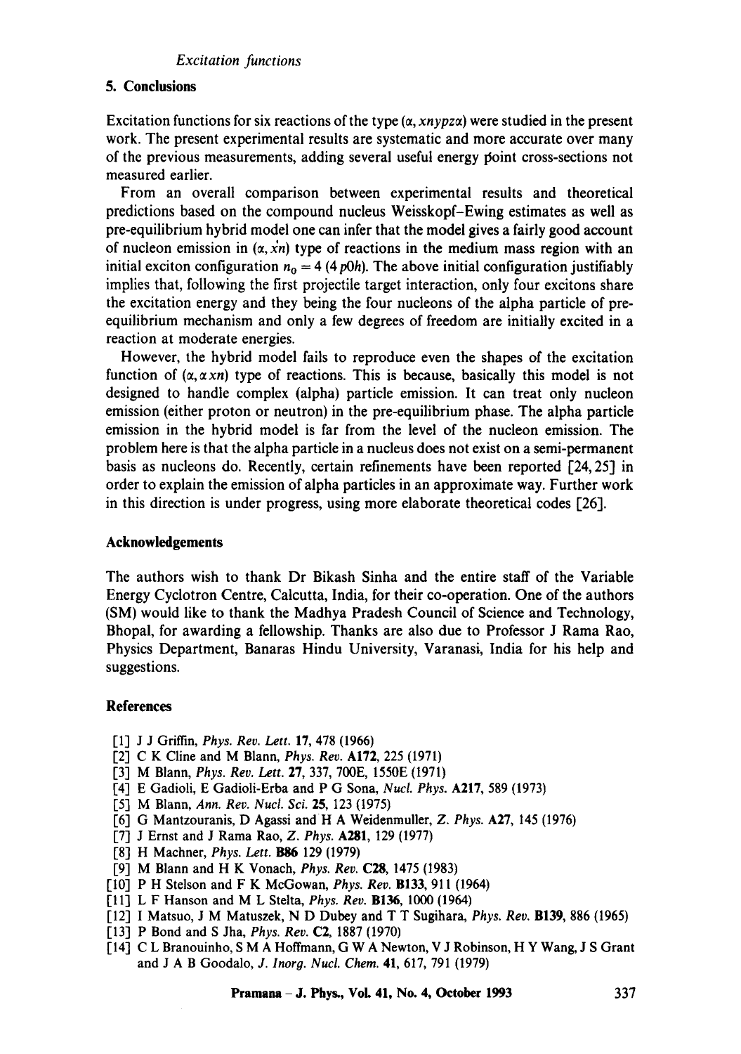## 5. Conclusions

Excitation functions for six reactions of the type ($\alpha$, $xnypz\alpha$) were studied in the present work. The present experimental results are systematic and more accurate over many of the previous measurements, adding several useful energy point cross-sections not measured earlier.

From an overall comparison between experimental results and theoretical predictions based on the compound nucleus Weisskopf–Ewing estimates as well as pre-equilibrium hybrid model one can infer that the model gives a fairly good account of nucleon emission in ($\alpha$, $xn$) type of reactions in the medium mass region with an initial exciton configuration $n_0 = 4$ ($4\,p0h$). The above initial configuration justifiably implies that, following the first projectile target interaction, only four excitons share the excitation energy and they being the four nucleons of the alpha particle of pre-equilibrium mechanism and only a few degrees of freedom are initially excited in a reaction at moderate energies.

However, the hybrid model fails to reproduce even the shapes of the excitation function of ($\alpha$, $\alpha xn$) type of reactions. This is because, basically this model is not designed to handle complex (alpha) particle emission. It can treat only nucleon emission (either proton or neutron) in the pre-equilibrium phase. The alpha particle emission in the hybrid model is far from the level of the nucleon emission. The problem here is that the alpha particle in a nucleus does not exist on a semi-permanent basis as nucleons do. Recently, certain refinements have been reported [24, 25] in order to explain the emission of alpha particles in an approximate way. Further work in this direction is under progress, using more elaborate theoretical codes [26].

## Acknowledgements

The authors wish to thank Dr Bikash Sinha and the entire staff of the Variable Energy Cyclotron Centre, Calcutta, India, for their co-operation. One of the authors (SM) would like to thank the Madhya Pradesh Council of Science and Technology, Bhopal, for awarding a fellowship. Thanks are also due to Professor J Rama Rao, Physics Department, Banaras Hindu University, Varanasi, India for his help and suggestions.

## References

[1] J J Griffin, *Phys. Rev. Lett.* **17**, 478 (1966)
[2] C K Cline and M Blann, *Phys. Rev.* **A172**, 225 (1971)
[3] M Blann, *Phys. Rev. Lett.* **27**, 337, 700E, 1550E (1971)
[4] E Gadioli, E Gadioli-Erba and P G Sona, *Nucl. Phys.* **A217**, 589 (1973)
[5] M Blann, *Ann. Rev. Nucl. Sci.* **25**, 123 (1975)
[6] G Mantzouranis, D Agassi and H A Weidenmuller, *Z. Phys.* **A27**, 145 (1976)
[7] J Ernst and J Rama Rao, *Z. Phys.* **A281**, 129 (1977)
[8] H Machner, *Phys. Lett.* **B86** 129 (1979)
[9] M Blann and H K Vonach, *Phys. Rev.* **C28**, 1475 (1983)
[10] P H Stelson and F K McGowan, *Phys. Rev.* **B133**, 911 (1964)
[11] L F Hanson and M L Stelta, *Phys. Rev.* **B136**, 1000 (1964)
[12] I Matsuo, J M Matuszek, N D Dubey and T T Sugihara, *Phys. Rev.* **B139**, 886 (1965)
[13] P Bond and S Jha, *Phys. Rev.* **C2**, 1887 (1970)
[14] C L Branouinho, S M A Hoffmann, G W A Newton, V J Robinson, H Y Wang, J S Grant and J A B Goodalo, *J. Inorg. Nucl. Chem.* **41**, 617, 791 (1979)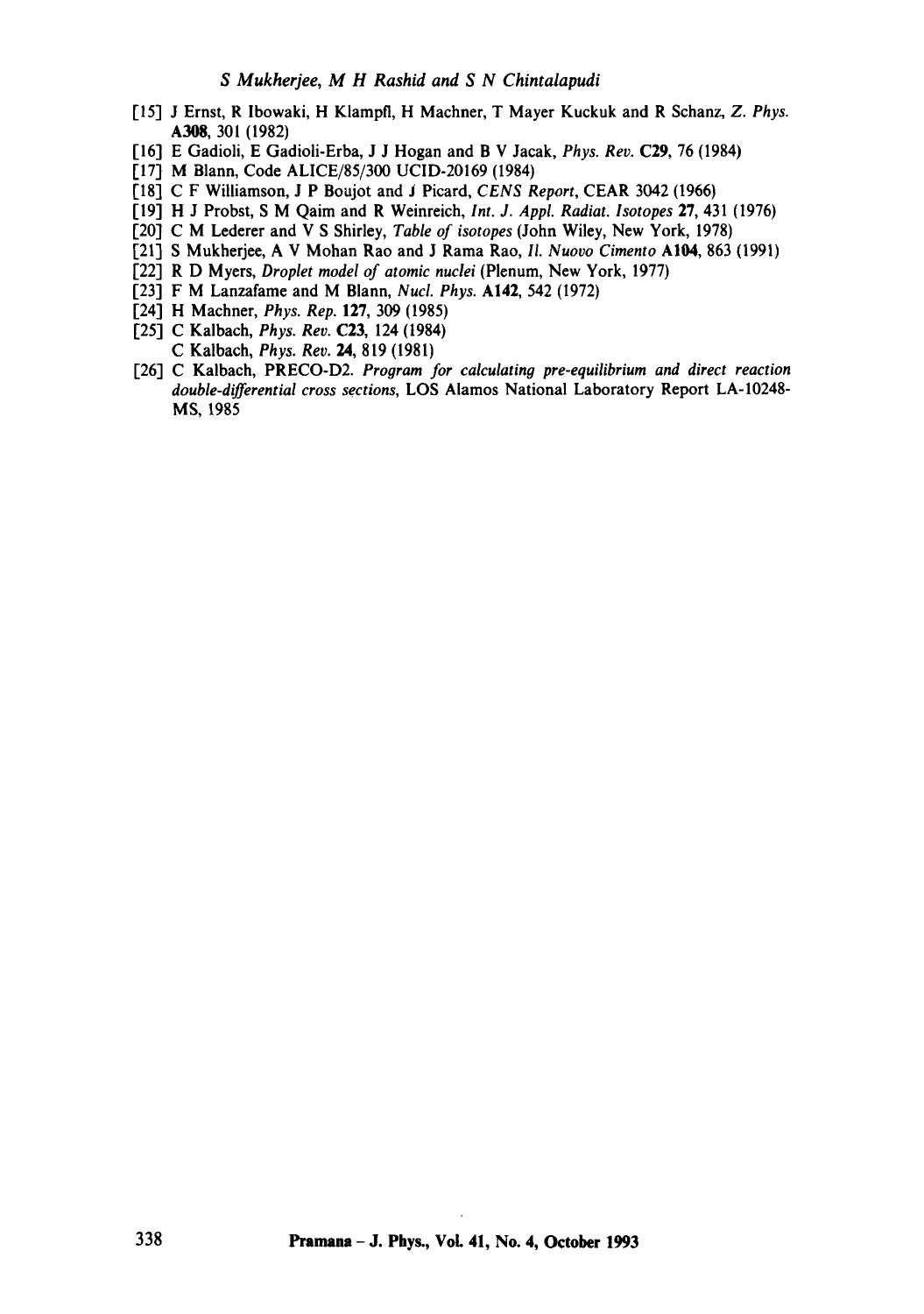[15] J Ernst, R Ibowaki, H Klampfl, H Machner, T Mayer Kuckuk and R Schanz, *Z. Phys.* **A308**, 301 (1982)

[16] E Gadioli, E Gadioli-Erba, J J Hogan and B V Jacak, *Phys. Rev.* **C29**, 76 (1984)

[17] M Blann, Code ALICE/85/300 UCID-20169 (1984)

[18] C F Williamson, J P Boujot and J Picard, *CENS Report*, CEAR 3042 (1966)

[19] H J Probst, S M Qaim and R Weinreich, *Int. J. Appl. Radiat. Isotopes* **27**, 431 (1976)

[20] C M Lederer and V S Shirley, *Table of isotopes* (John Wiley, New York, 1978)

[21] S Mukherjee, A V Mohan Rao and J Rama Rao, *Il. Nuovo Cimento* **A104**, 863 (1991)

[22] R D Myers, *Droplet model of atomic nuclei* (Plenum, New York, 1977)

[23] F M Lanzafame and M Blann, *Nucl. Phys.* **A142**, 542 (1972)

[24] H Machner, *Phys. Rep.* **127**, 309 (1985)

[25] C Kalbach, *Phys. Rev.* **C23**, 124 (1984)
C Kalbach, *Phys. Rev.* **24**, 819 (1981)

[26] C Kalbach, PRECO-D2. *Program for calculating pre-equilibrium and direct reaction double-differential cross sections*, LOS Alamos National Laboratory Report LA-10248-MS, 1985